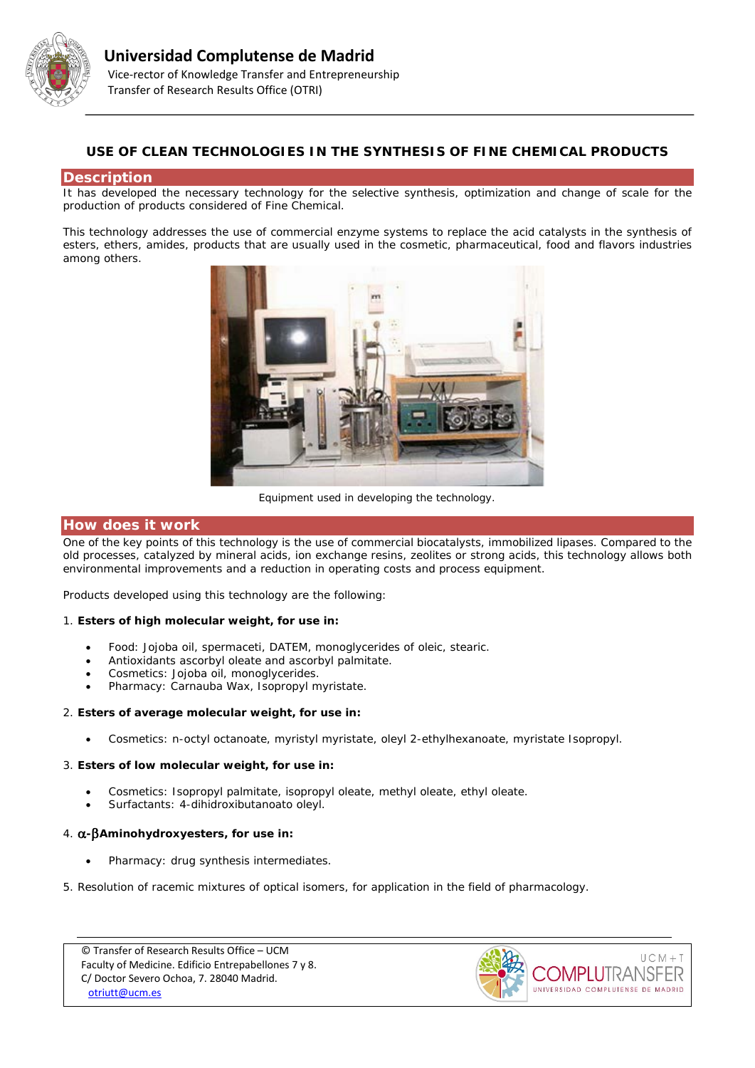# Universidad Complutense de Madrid

Vice-rector of Knowledge Transfer and Entrepreneurship
Transfer of Research Results Office (OTRI)

## USE OF CLEAN TECHNOLOGIES IN THE SYNTHESIS OF FINE CHEMICAL PRODUCTS

## Description

It has developed the necessary technology for the selective synthesis, optimization and change of scale for the production of products considered of Fine Chemical.

This technology addresses the use of commercial enzyme systems to replace the acid catalysts in the synthesis of esters, ethers, amides, products that are usually used in the cosmetic, pharmaceutical, food and flavors industries among others.

Equipment used in developing the technology.

## How does it work

One of the key points of this technology is the use of commercial biocatalysts, immobilized lipases. Compared to the old processes, catalyzed by mineral acids, ion exchange resins, zeolites or strong acids, this technology allows both environmental improvements and a reduction in operating costs and process equipment.

Products developed using this technology are the following:

1. **Esters of high molecular weight, for use in:**
   - Food: Jojoba oil, spermaceti, DATEM, monoglycerides of oleic, stearic.
   - Antioxidants ascorbyl oleate and ascorbyl palmitate.
   - Cosmetics: Jojoba oil, monoglycerides.
   - Pharmacy: Carnauba Wax, Isopropyl myristate.

2. **Esters of average molecular weight, for use in:**
   - Cosmetics: n-octyl octanoate, myristyl myristate, oleyl 2-ethylhexanoate, myristate Isopropyl.

3. **Esters of low molecular weight, for use in:**
   - Cosmetics: Isopropyl palmitate, isopropyl oleate, methyl oleate, ethyl oleate.
   - Surfactants: 4-dihidroxibutanoato oleyl.

4. **α-βAminohydroxyesters, for use in:**
   - Pharmacy: drug synthesis intermediates.

5. Resolution of racemic mixtures of optical isomers, for application in the field of pharmacology.

© Transfer of Research Results Office – UCM
Faculty of Medicine. Edificio Entrepabellones 7 y 8.
C/ Doctor Severo Ochoa, 7. 28040 Madrid.
otriutt@ucm.es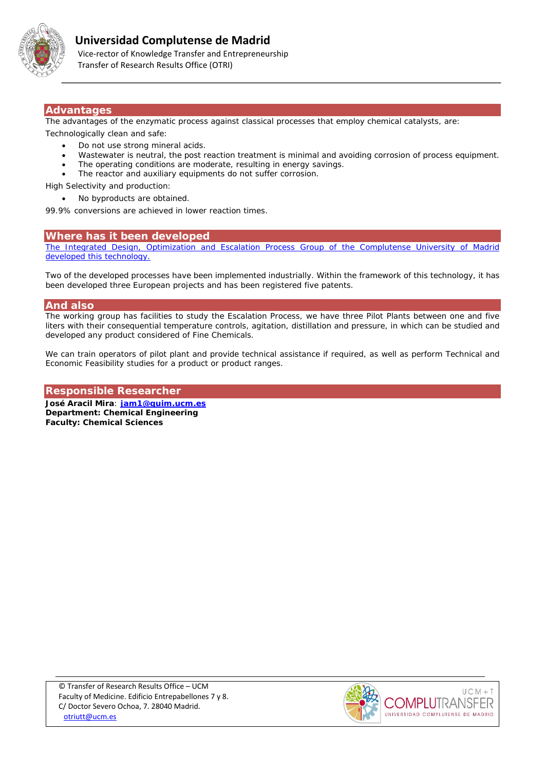## Advantages

The advantages of the enzymatic process against classical processes that employ chemical catalysts, are:

Technologically clean and safe:

- Do not use strong mineral acids.
- Wastewater is neutral, the post reaction treatment is minimal and avoiding corrosion of process equipment.
- The operating conditions are moderate, resulting in energy savings.
- The reactor and auxiliary equipments do not suffer corrosion.

High Selectivity and production:

- No byproducts are obtained.

99.9% conversions are achieved in lower reaction times.

## Where has it been developed

The Integrated Design, Optimization and Escalation Process Group of the Complutense University of Madrid developed this technology.

Two of the developed processes have been implemented industrially. Within the framework of this technology, it has been developed three European projects and has been registered five patents.

## And also

The working group has facilities to study the Escalation Process, we have three Pilot Plants between one and five liters with their consequential temperature controls, agitation, distillation and pressure, in which can be studied and developed any product considered of Fine Chemicals.

We can train operators of pilot plant and provide technical assistance if required, as well as perform Technical and Economic Feasibility studies for a product or product ranges.

## Responsible Researcher

**José Aracil Mira**: **jam1@quim.ucm.es**
**Department: Chemical Engineering**
**Faculty: Chemical Sciences**

© Transfer of Research Results Office – UCM
Faculty of Medicine. Edificio Entrepabellones 7 y 8.
C/ Doctor Severo Ochoa, 7. 28040 Madrid.
otriutt@ucm.es